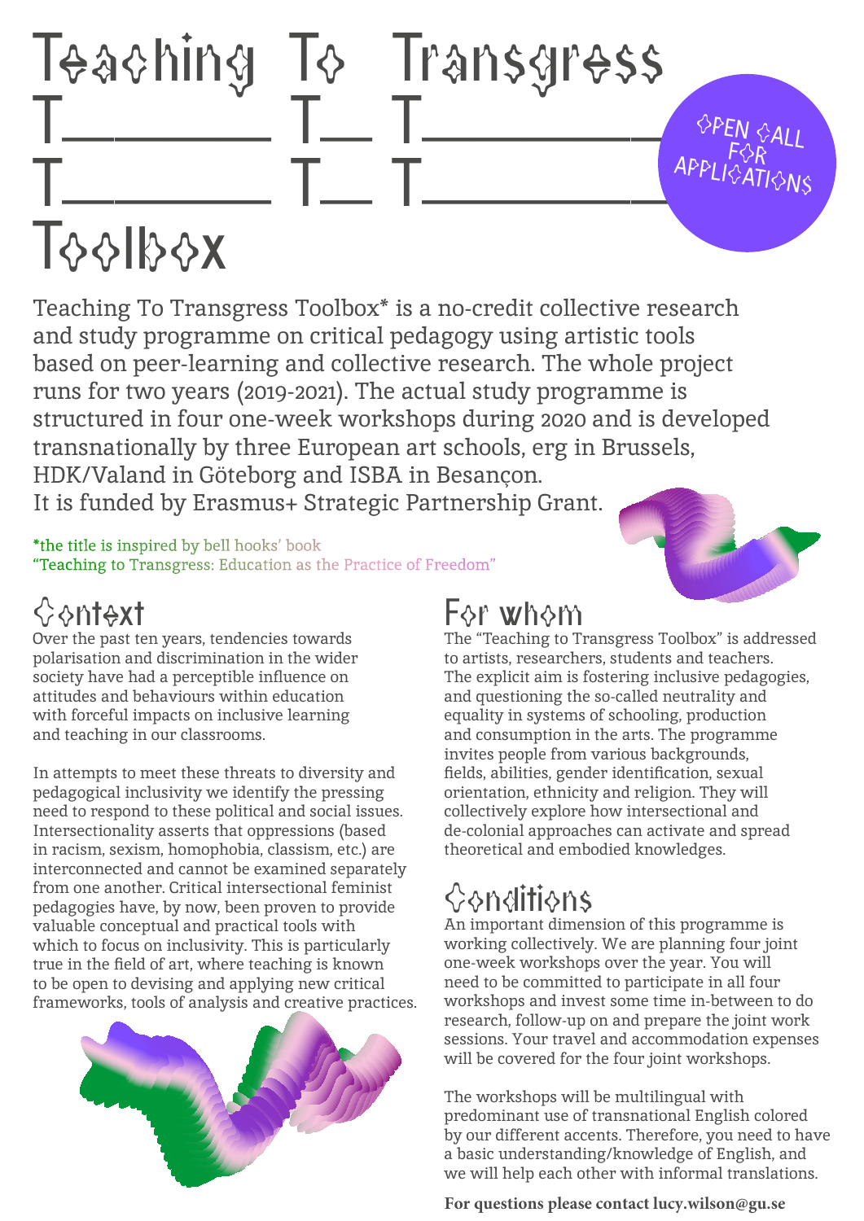# Teaching To Transgress Toolbox

OPEN CALL FOR APPLICATIONS

Teaching To Transgress Toolbox* is a no-credit collective research and study programme on critical pedagogy using artistic tools based on peer-learning and collective research. The whole project runs for two years (2019-2021). The actual study programme is structured in four one-week workshops during 2020 and is developed transnationally by three European art schools, erg in Brussels, HDK/Valand in Göteborg and ISBA in Besançon. It is funded by Erasmus+ Strategic Partnership Grant.

*the title is inspired by bell hooks' book "Teaching to Transgress: Education as the Practice of Freedom"

## Context

Over the past ten years, tendencies towards polarisation and discrimination in the wider society have had a perceptible influence on attitudes and behaviours within education with forceful impacts on inclusive learning and teaching in our classrooms.

In attempts to meet these threats to diversity and pedagogical inclusivity we identify the pressing need to respond to these political and social issues. Intersectionality asserts that oppressions (based in racism, sexism, homophobia, classism, etc.) are interconnected and cannot be examined separately from one another. Critical intersectional feminist pedagogies have, by now, been proven to provide valuable conceptual and practical tools with which to focus on inclusivity. This is particularly true in the field of art, where teaching is known to be open to devising and applying new critical frameworks, tools of analysis and creative practices.

## For whom

The "Teaching to Transgress Toolbox" is addressed to artists, researchers, students and teachers. The explicit aim is fostering inclusive pedagogies, and questioning the so-called neutrality and equality in systems of schooling, production and consumption in the arts. The programme invites people from various backgrounds, fields, abilities, gender identification, sexual orientation, ethnicity and religion. They will collectively explore how intersectional and de-colonial approaches can activate and spread theoretical and embodied knowledges.

## Conditions

An important dimension of this programme is working collectively. We are planning four joint one-week workshops over the year. You will need to be committed to participate in all four workshops and invest some time in-between to do research, follow-up on and prepare the joint work sessions. Your travel and accommodation expenses will be covered for the four joint workshops.

The workshops will be multilingual with predominant use of transnational English colored by our different accents. Therefore, you need to have a basic understanding/knowledge of English, and we will help each other with informal translations.

**For questions please contact lucy.wilson@gu.se**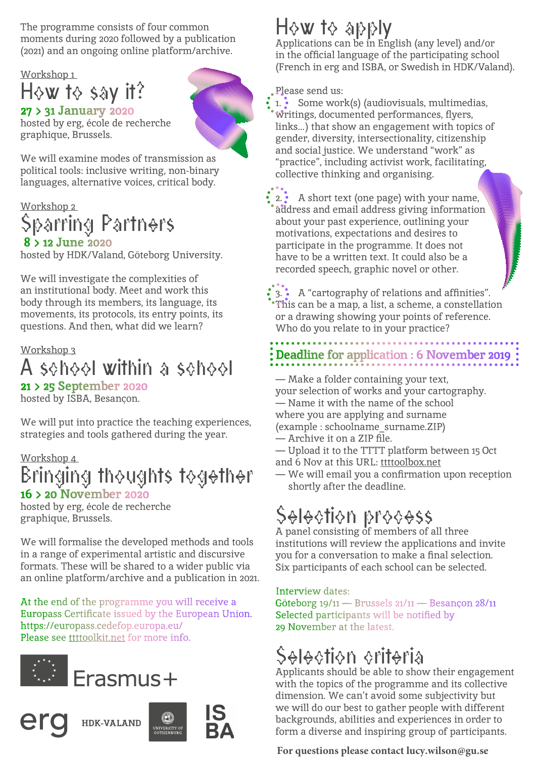The programme consists of four common moments during 2020 followed by a publication (2021) and an ongoing online platform/archive.

Workshop 1

## How to say it?

**27 > 31 January 2020**
hosted by erg, école de recherche graphique, Brussels.

We will examine modes of transmission as political tools: inclusive writing, non-binary languages, alternative voices, critical body.

Workshop 2

## Sparring Partners

**8 > 12 June 2020**
hosted by HDK/Valand, Göteborg University.

We will investigate the complexities of an institutional body. Meet and work this body through its members, its language, its movements, its protocols, its entry points, its questions. And then, what did we learn?

Workshop 3

## A school within a school

**21 > 25 September 2020**
hosted by ISBA, Besançon.

We will put into practice the teaching experiences, strategies and tools gathered during the year.

Workshop 4

## Bringing thoughts together

**16 > 20 November 2020**
hosted by erg, école de recherche graphique, Brussels.

We will formalise the developed methods and tools in a range of experimental artistic and discursive formats. These will be shared to a wider public via an online platform/archive and a publication in 2021.

At the end of the programme you will receive a Europass Certificate issued by the European Union.
https://europass.cedefop.europa.eu/
Please see ttttoolkit.net for more info.

Erasmus+

erg HDK-VALAND UNIVERSITY OF GOTHENBURG ISBA

## How to apply

Applications can be in English (any level) and/or in the official language of the participating school (French in erg and ISBA, or Swedish in HDK/Valand).

Please send us:

1. Some work(s) (audiovisuals, multimedias, writings, documented performances, flyers, links…) that show an engagement with topics of gender, diversity, intersectionality, citizenship and social justice. We understand “work” as “practice”, including activist work, facilitating, collective thinking and organising.
2. A short text (one page) with your name, address and email address giving information about your past experience, outlining your motivations, expectations and desires to participate in the programme. It does not have to be a written text. It could also be a recorded speech, graphic novel or other.
3. A “cartography of relations and affinities”. This can be a map, a list, a scheme, a constellation or a drawing showing your points of reference. Who do you relate to in your practice?

**Deadline for application : 6 November 2019**

— Make a folder containing your text, your selection of works and your cartography.
— Name it with the name of the school where you are applying and surname (example : schoolname_surname.ZIP)
— Archive it on a ZIP file.
— Upload it to the TTTT platform between 15 Oct and 6 Nov at this URL: ttttoolbox.net
— We will email you a confirmation upon reception shortly after the deadline.

## Selection process

A panel consisting of members of all three institutions will review the applications and invite you for a conversation to make a final selection. Six participants of each school can be selected.

Interview dates:
Göteborg 19/11 — Brussels 21/11 — Besançon 28/11
Selected participants will be notified by 29 November at the latest.

## Selection criteria

Applicants should be able to show their engagement with the topics of the programme and its collective dimension. We can’t avoid some subjectivity but we will do our best to gather people with different backgrounds, abilities and experiences in order to form a diverse and inspiring group of participants.

**For questions please contact lucy.wilson@gu.se**